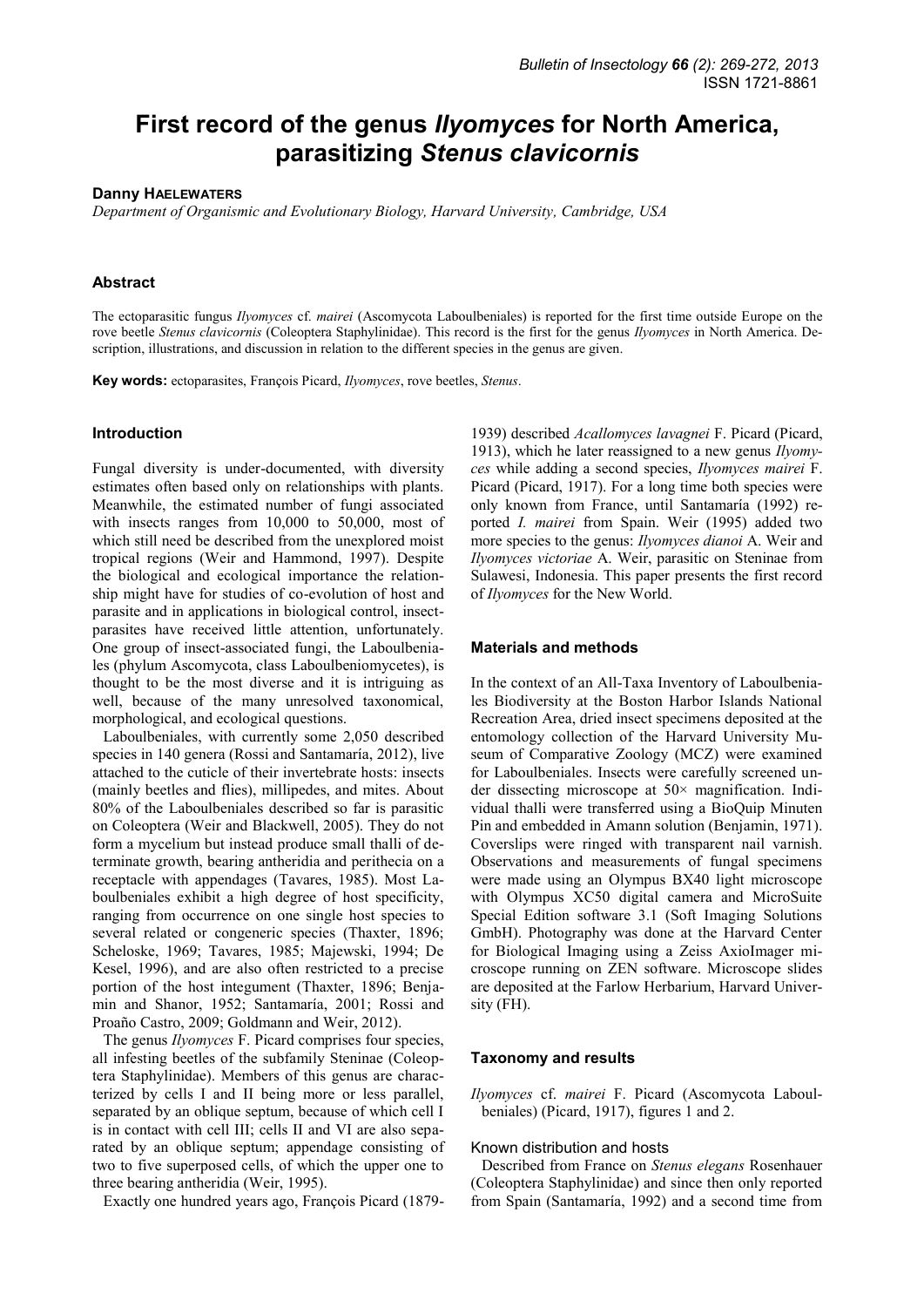# First record of the genus *Ilyomyces* for North America, parasitizing *Stenus clavicornis*

**Danny Haelewaters**

*Department of Organismic and Evolutionary Biology, Harvard University, Cambridge, USA*

## Abstract

The ectoparasitic fungus *Ilyomyces* cf. *mairei* (Ascomycota Laboulbeniales) is reported for the first time outside Europe on the rove beetle *Stenus clavicornis* (Coleoptera Staphylinidae). This record is the first for the genus *Ilyomyces* in North America. Description, illustrations, and discussion in relation to the different species in the genus are given.

**Key words:** ectoparasites, François Picard, *Ilyomyces*, rove beetles, *Stenus*.

## Introduction

Fungal diversity is under-documented, with diversity estimates often based only on relationships with plants. Meanwhile, the estimated number of fungi associated with insects ranges from 10,000 to 50,000, most of which still need be described from the unexplored moist tropical regions (Weir and Hammond, 1997). Despite the biological and ecological importance the relationship might have for studies of co-evolution of host and parasite and in applications in biological control, insect-parasites have received little attention, unfortunately. One group of insect-associated fungi, the Laboulbeniales (phylum Ascomycota, class Laboulbeniomycetes), is thought to be the most diverse and it is intriguing as well, because of the many unresolved taxonomical, morphological, and ecological questions.

Laboulbeniales, with currently some 2,050 described species in 140 genera (Rossi and Santamaría, 2012), live attached to the cuticle of their invertebrate hosts: insects (mainly beetles and flies), millipedes, and mites. About 80% of the Laboulbeniales described so far is parasitic on Coleoptera (Weir and Blackwell, 2005). They do not form a mycelium but instead produce small thalli of determinate growth, bearing antheridia and perithecia on a receptacle with appendages (Tavares, 1985). Most Laboulbeniales exhibit a high degree of host specificity, ranging from occurrence on one single host species to several related or congeneric species (Thaxter, 1896; Scheloske, 1969; Tavares, 1985; Majewski, 1994; De Kesel, 1996), and are also often restricted to a precise portion of the host integument (Thaxter, 1896; Benjamin and Shanor, 1952; Santamaría, 2001; Rossi and Proaño Castro, 2009; Goldmann and Weir, 2012).

The genus *Ilyomyces* F. Picard comprises four species, all infesting beetles of the subfamily Steninae (Coleoptera Staphylinidae). Members of this genus are characterized by cells I and II being more or less parallel, separated by an oblique septum, because of which cell I is in contact with cell III; cells II and VI are also separated by an oblique septum; appendage consisting of two to five superposed cells, of which the upper one to three bearing antheridia (Weir, 1995).

Exactly one hundred years ago, François Picard (1879-1939) described *Acallomyces lavagnei* F. Picard (Picard, 1913), which he later reassigned to a new genus *Ilyomyces* while adding a second species, *Ilyomyces mairei* F. Picard (Picard, 1917). For a long time both species were only known from France, until Santamaría (1992) reported *I. mairei* from Spain. Weir (1995) added two more species to the genus: *Ilyomyces dianoi* A. Weir and *Ilyomyces victoriae* A. Weir, parasitic on Steninae from Sulawesi, Indonesia. This paper presents the first record of *Ilyomyces* for the New World.

## Materials and methods

In the context of an All-Taxa Inventory of Laboulbeniales Biodiversity at the Boston Harbor Islands National Recreation Area, dried insect specimens deposited at the entomology collection of the Harvard University Museum of Comparative Zoology (MCZ) were examined for Laboulbeniales. Insects were carefully screened under dissecting microscope at 50× magnification. Individual thalli were transferred using a BioQuip Minuten Pin and embedded in Amann solution (Benjamin, 1971). Coverslips were ringed with transparent nail varnish. Observations and measurements of fungal specimens were made using an Olympus BX40 light microscope with Olympus XC50 digital camera and MicroSuite Special Edition software 3.1 (Soft Imaging Solutions GmbH). Photography was done at the Harvard Center for Biological Imaging using a Zeiss AxioImager microscope running on ZEN software. Microscope slides are deposited at the Farlow Herbarium, Harvard University (FH).

## Taxonomy and results

*Ilyomyces* cf. *mairei* F. Picard (Ascomycota Laboulbeniales) (Picard, 1917), figures 1 and 2.

### Known distribution and hosts

Described from France on *Stenus elegans* Rosenhauer (Coleoptera Staphylinidae) and since then only reported from Spain (Santamaría, 1992) and a second time from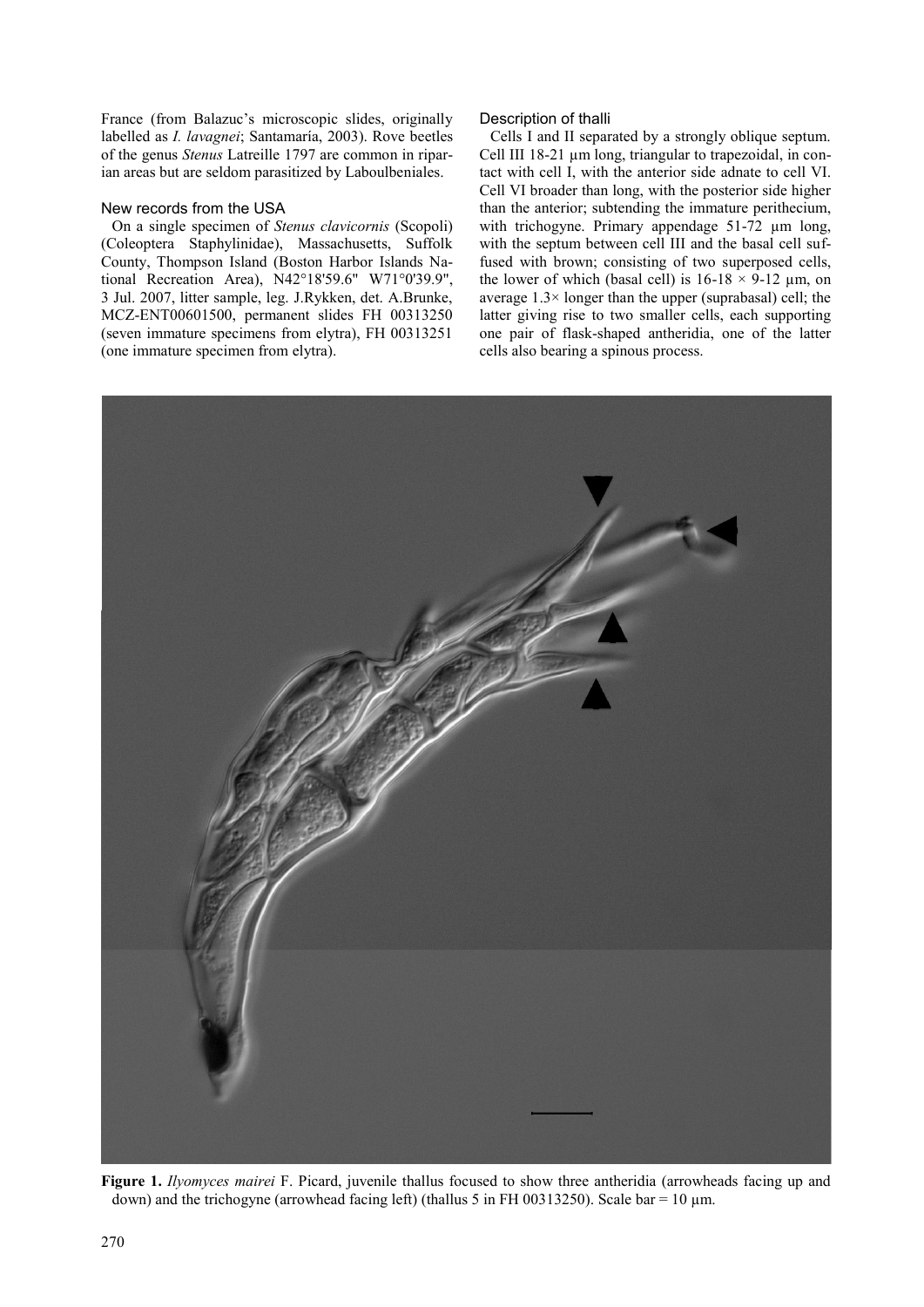France (from Balazuc's microscopic slides, originally labelled as *I. lavagnei*; Santamaría, 2003). Rove beetles of the genus *Stenus* Latreille 1797 are common in riparian areas but are seldom parasitized by Laboulbeniales.

### New records from the USA

On a single specimen of *Stenus clavicornis* (Scopoli) (Coleoptera Staphylinidae), Massachusetts, Suffolk County, Thompson Island (Boston Harbor Islands National Recreation Area), N42°18'59.6" W71°0'39.9", 3 Jul. 2007, litter sample, leg. J.Rykken, det. A.Brunke, MCZ-ENT00601500, permanent slides FH 00313250 (seven immature specimens from elytra), FH 00313251 (one immature specimen from elytra).

### Description of thalli

Cells I and II separated by a strongly oblique septum. Cell III 18-21 µm long, triangular to trapezoidal, in contact with cell I, with the anterior side adnate to cell VI. Cell VI broader than long, with the posterior side higher than the anterior; subtending the immature perithecium, with trichogyne. Primary appendage 51-72 µm long, with the septum between cell III and the basal cell suffused with brown; consisting of two superposed cells, the lower of which (basal cell) is 16-18 × 9-12 µm, on average 1.3× longer than the upper (suprabasal) cell; the latter giving rise to two smaller cells, each supporting one pair of flask-shaped antheridia, one of the latter cells also bearing a spinous process.

**Figure 1.** *Ilyomyces mairei* F. Picard, juvenile thallus focused to show three antheridia (arrowheads facing up and down) and the trichogyne (arrowhead facing left) (thallus 5 in FH 00313250). Scale bar = 10 µm.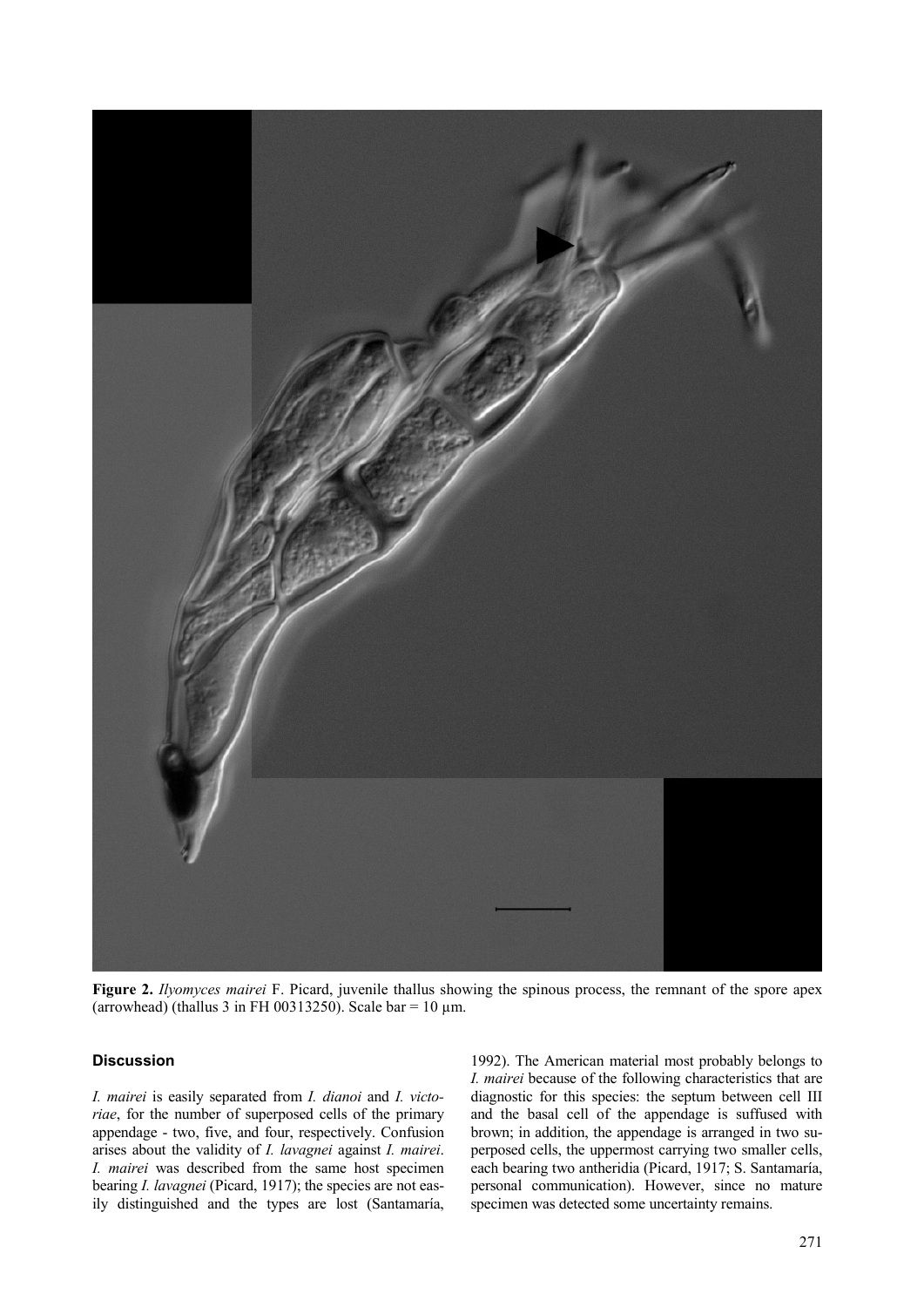**Figure 2.** *Ilyomyces mairei* F. Picard, juvenile thallus showing the spinous process, the remnant of the spore apex (arrowhead) (thallus 3 in FH 00313250). Scale bar = 10 µm.

## Discussion

*I. mairei* is easily separated from *I. dianoi* and *I. victoriae*, for the number of superposed cells of the primary appendage - two, five, and four, respectively. Confusion arises about the validity of *I. lavagnei* against *I. mairei*. *I. mairei* was described from the same host specimen bearing *I. lavagnei* (Picard, 1917); the species are not easily distinguished and the types are lost (Santamaría, 1992). The American material most probably belongs to *I. mairei* because of the following characteristics that are diagnostic for this species: the septum between cell III and the basal cell of the appendage is suffused with brown; in addition, the appendage is arranged in two superposed cells, the uppermost carrying two smaller cells, each bearing two antheridia (Picard, 1917; S. Santamaría, personal communication). However, since no mature specimen was detected some uncertainty remains.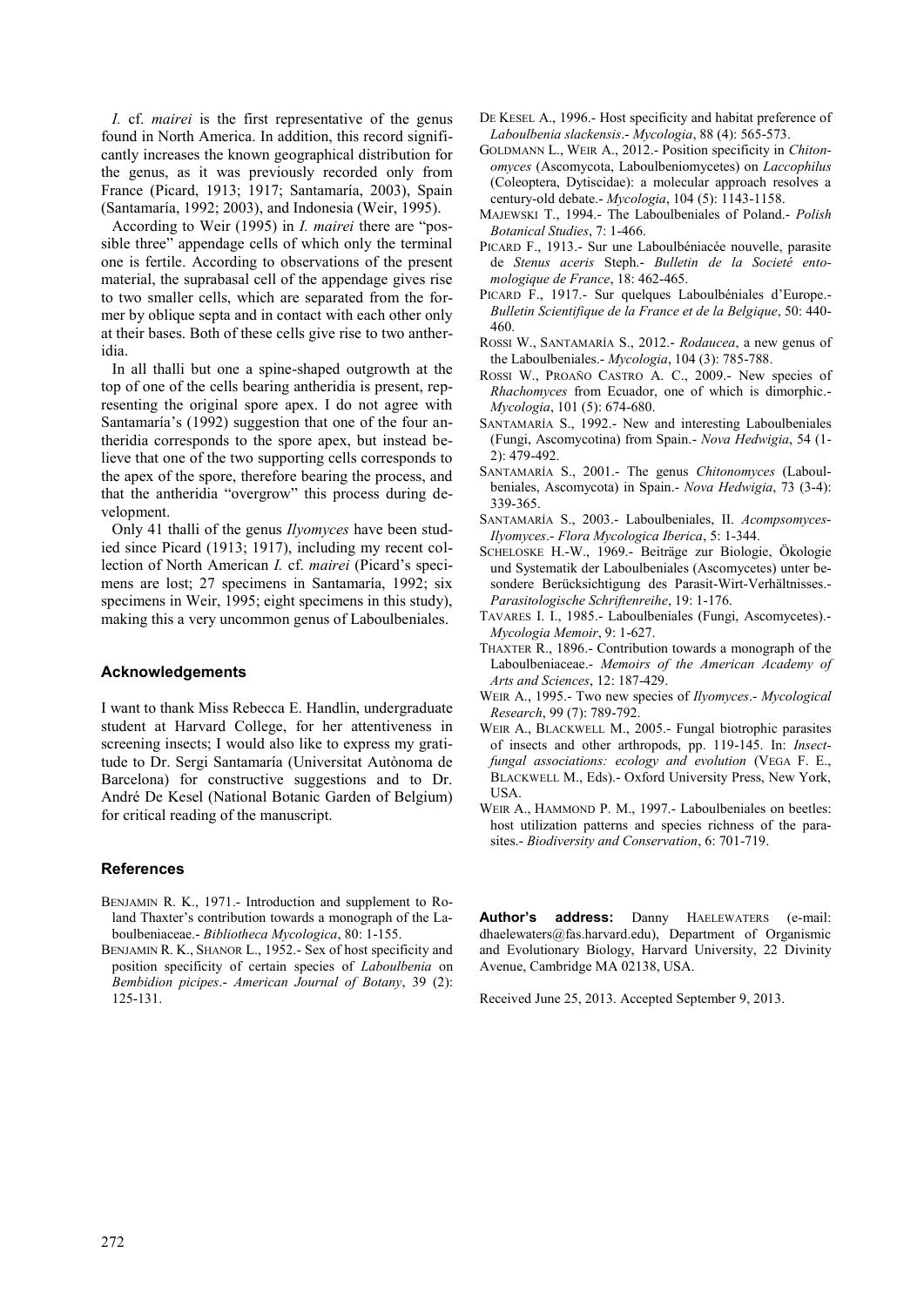*I.* cf. *mairei* is the first representative of the genus found in North America. In addition, this record significantly increases the known geographical distribution for the genus, as it was previously recorded only from France (Picard, 1913; 1917; Santamaría, 2003), Spain (Santamaría, 1992; 2003), and Indonesia (Weir, 1995).

According to Weir (1995) in *I. mairei* there are "possible three" appendage cells of which only the terminal one is fertile. According to observations of the present material, the suprabasal cell of the appendage gives rise to two smaller cells, which are separated from the former by oblique septa and in contact with each other only at their bases. Both of these cells give rise to two antheridia.

In all thalli but one a spine-shaped outgrowth at the top of one of the cells bearing antheridia is present, representing the original spore apex. I do not agree with Santamaría's (1992) suggestion that one of the four antheridia corresponds to the spore apex, but instead believe that one of the two supporting cells corresponds to the apex of the spore, therefore bearing the process, and that the antheridia "overgrow" this process during development.

Only 41 thalli of the genus *Ilyomyces* have been studied since Picard (1913; 1917), including my recent collection of North American *I.* cf. *mairei* (Picard's specimens are lost; 27 specimens in Santamaría, 1992; six specimens in Weir, 1995; eight specimens in this study), making this a very uncommon genus of Laboulbeniales.

## Acknowledgements

I want to thank Miss Rebecca E. Handlin, undergraduate student at Harvard College, for her attentiveness in screening insects; I would also like to express my gratitude to Dr. Sergi Santamaría (Universitat Autònoma de Barcelona) for constructive suggestions and to Dr. André De Kesel (National Botanic Garden of Belgium) for critical reading of the manuscript.

## References

BENJAMIN R. K., 1971.- Introduction and supplement to Roland Thaxter's contribution towards a monograph of the Laboulbeniaceae.- *Bibliotheca Mycologica*, 80: 1-155.

BENJAMIN R. K., SHANOR L., 1952.- Sex of host specificity and position specificity of certain species of *Laboulbenia* on *Bembidion picipes*.- *American Journal of Botany*, 39 (2): 125-131.

DE KESEL A., 1996.- Host specificity and habitat preference of *Laboulbenia slackensis*.- *Mycologia*, 88 (4): 565-573.

GOLDMANN L., WEIR A., 2012.- Position specificity in *Chitonomyces* (Ascomycota, Laboulbeniomycetes) on *Laccophilus* (Coleoptera, Dytiscidae): a molecular approach resolves a century-old debate.- *Mycologia*, 104 (5): 1143-1158.

MAJEWSKI T., 1994.- The Laboulbeniales of Poland.- *Polish Botanical Studies*, 7: 1-466.

PICARD F., 1913.- Sur une Laboulbéniacée nouvelle, parasite de *Stenus aceris* Steph.- *Bulletin de la Societé entomologique de France*, 18: 462-465.

PICARD F., 1917.- Sur quelques Laboulbéniales d'Europe.- *Bulletin Scientifique de la France et de la Belgique*, 50: 440-460.

ROSSI W., SANTAMARÍA S., 2012.- *Rodaucea*, a new genus of the Laboulbeniales.- *Mycologia*, 104 (3): 785-788.

ROSSI W., PROAÑO CASTRO A. C., 2009.- New species of *Rhachomyces* from Ecuador, one of which is dimorphic.- *Mycologia*, 101 (5): 674-680.

SANTAMARÍA S., 1992.- New and interesting Laboulbeniales (Fungi, Ascomycotina) from Spain.- *Nova Hedwigia*, 54 (1-2): 479-492.

SANTAMARÍA S., 2001.- The genus *Chitonomyces* (Laboulbeniales, Ascomycota) in Spain.- *Nova Hedwigia*, 73 (3-4): 339-365.

SANTAMARÍA S., 2003.- Laboulbeniales, II. *Acompsomyces-Ilyomyces*.- *Flora Mycologica Iberica*, 5: 1-344.

SCHELOSKE H.-W., 1969.- Beiträge zur Biologie, Ökologie und Systematik der Laboulbeniales (Ascomycetes) unter besondere Berücksichtigung des Parasit-Wirt-Verhältnisses.- *Parasitologische Schriftenreihe*, 19: 1-176.

TAVARES I. I., 1985.- Laboulbeniales (Fungi, Ascomycetes).- *Mycologia Memoir*, 9: 1-627.

THAXTER R., 1896.- Contribution towards a monograph of the Laboulbeniaceae.- *Memoirs of the American Academy of Arts and Sciences*, 12: 187-429.

WEIR A., 1995.- Two new species of *Ilyomyces*.- *Mycological Research*, 99 (7): 789-792.

WEIR A., BLACKWELL M., 2005.- Fungal biotrophic parasites of insects and other arthropods, pp. 119-145. In: *Insect-fungal associations: ecology and evolution* (VEGA F. E., BLACKWELL M., Eds).- Oxford University Press, New York, USA.

WEIR A., HAMMOND P. M., 1997.- Laboulbeniales on beetles: host utilization patterns and species richness of the parasites.- *Biodiversity and Conservation*, 6: 701-719.

**Author's address:** Danny HAELEWATERS (e-mail: dhaelewaters@fas.harvard.edu), Department of Organismic and Evolutionary Biology, Harvard University, 22 Divinity Avenue, Cambridge MA 02138, USA.

Received June 25, 2013. Accepted September 9, 2013.